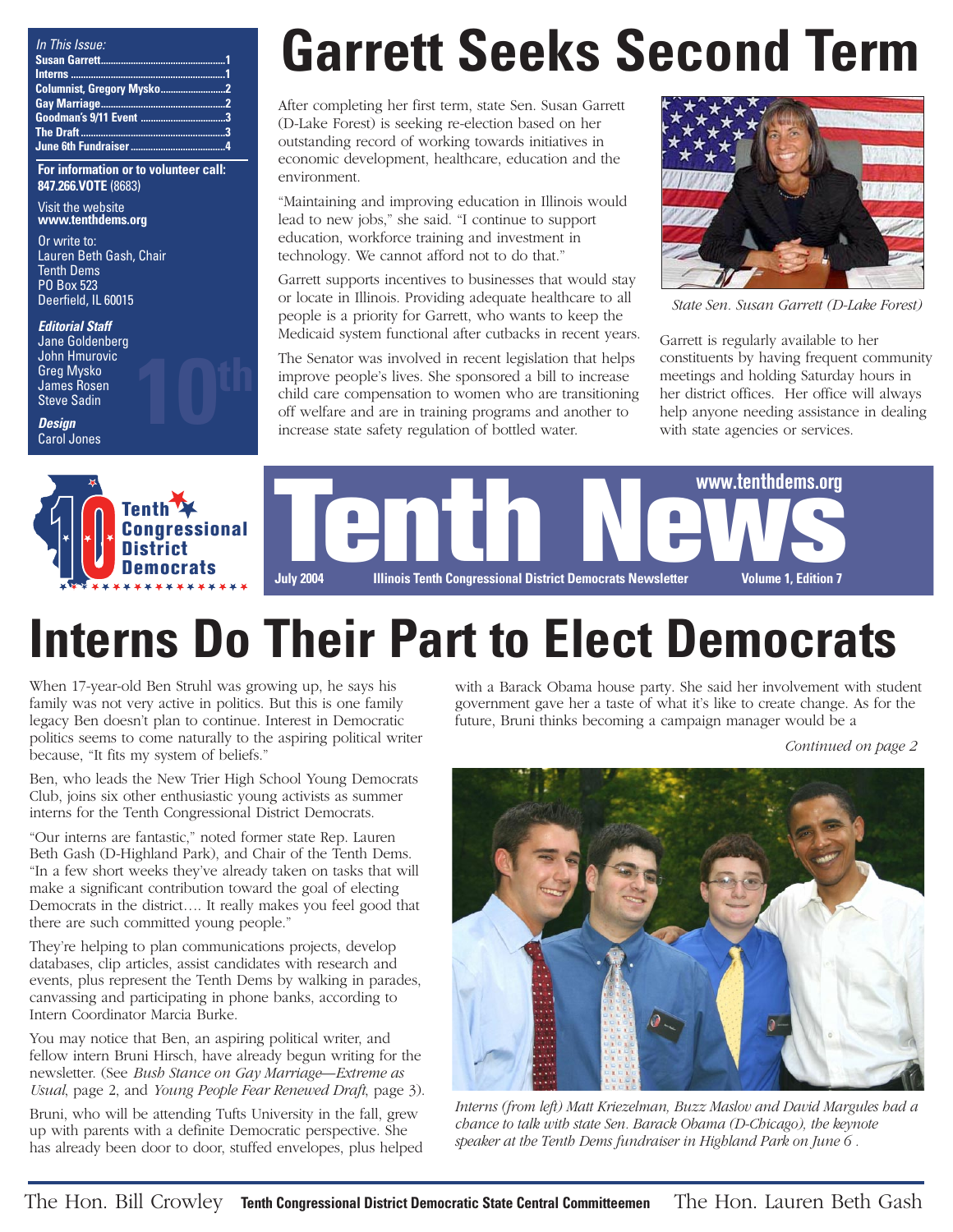*In This Issue:*
- Susan Garrett.....1
- Interns.....1
- Columnist, Gregory Mysko.....2
- Gay Marriage.....2
- Goodman's 9/11 Event.....3
- The Draft.....3
- June 6th Fundraiser.....4

**For information or to volunteer call: 847.266.VOTE** (8683)

Visit the website **www.tenthdems.org**

Or write to:
Lauren Beth Gash, Chair
Tenth Dems
PO Box 523
Deerfield, IL 60015

***Editorial Staff***
Jane Goldenberg
John Hmurovic
Greg Mysko
James Rosen
Steve Sadin

***Design***
Carol Jones

# Garrett Seeks Second Term

After completing her first term, state Sen. Susan Garrett (D-Lake Forest) is seeking re-election based on her outstanding record of working towards initiatives in economic development, healthcare, education and the environment.

"Maintaining and improving education in Illinois would lead to new jobs," she said. "I continue to support education, workforce training and investment in technology. We cannot afford not to do that."

Garrett supports incentives to businesses that would stay or locate in Illinois. Providing adequate healthcare to all people is a priority for Garrett, who wants to keep the Medicaid system functional after cutbacks in recent years.

The Senator was involved in recent legislation that helps improve people's lives. She sponsored a bill to increase child care compensation to women who are transitioning off welfare and are in training programs and another to increase state safety regulation of bottled water.

*State Sen. Susan Garrett (D-Lake Forest)*

Garrett is regularly available to her constituents by having frequent community meetings and holding Saturday hours in her district offices. Her office will always help anyone needing assistance in dealing with state agencies or services.

Tenth Congressional District Democrats

# Tenth News

www.tenthdems.org

**July 2004** | **Illinois Tenth Congressional District Democrats Newsletter** | **Volume 1, Edition 7**

# Interns Do Their Part to Elect Democrats

When 17-year-old Ben Struhl was growing up, he says his family was not very active in politics. But this is one family legacy Ben doesn't plan to continue. Interest in Democratic politics seems to come naturally to the aspiring political writer because, "It fits my system of beliefs."

Ben, who leads the New Trier High School Young Democrats Club, joins six other enthusiastic young activists as summer interns for the Tenth Congressional District Democrats.

"Our interns are fantastic," noted former state Rep. Lauren Beth Gash (D-Highland Park), and Chair of the Tenth Dems. "In a few short weeks they've already taken on tasks that will make a significant contribution toward the goal of electing Democrats in the district…. It really makes you feel good that there are such committed young people."

They're helping to plan communications projects, develop databases, clip articles, assist candidates with research and events, plus represent the Tenth Dems by walking in parades, canvassing and participating in phone banks, according to Intern Coordinator Marcia Burke.

You may notice that Ben, an aspiring political writer, and fellow intern Bruni Hirsch, have already begun writing for the newsletter. (See *Bush Stance on Gay Marriage—Extreme as Usual*, page 2, and *Young People Fear Renewed Draft*, page 3).

Bruni, who will be attending Tufts University in the fall, grew up with parents with a definite Democratic perspective. She has already been door to door, stuffed envelopes, plus helped with a Barack Obama house party. She said her involvement with student government gave her a taste of what it's like to create change. As for the future, Bruni thinks becoming a campaign manager would be a

*Continued on page 2*

*Interns (from left) Matt Kriezelman, Buzz Maslov and David Margules had a chance to talk with state Sen. Barack Obama (D-Chicago), the keynote speaker at the Tenth Dems fundraiser in Highland Park on June 6 .*

The Hon. Bill Crowley **Tenth Congressional District Democratic State Central Committeemen** The Hon. Lauren Beth Gash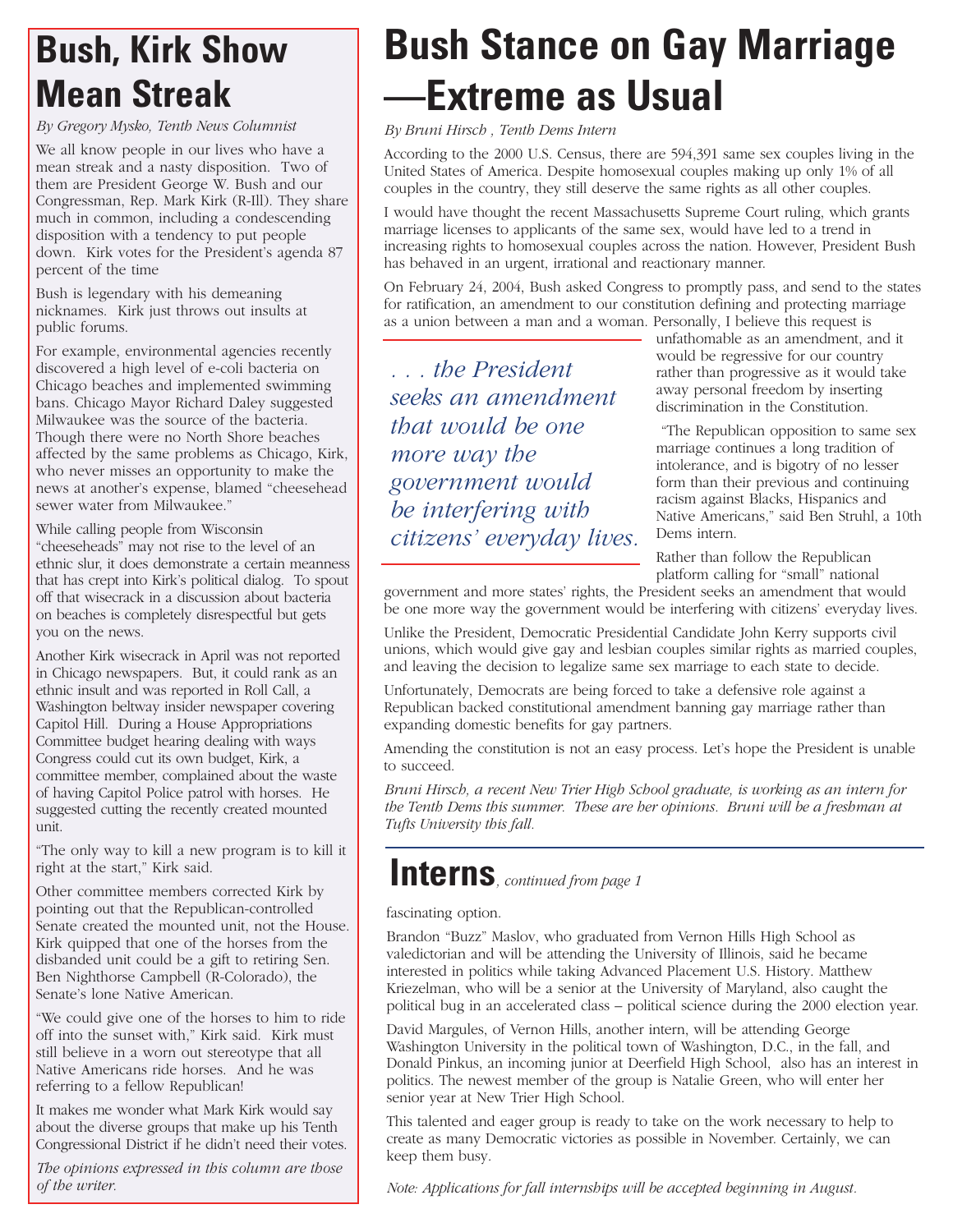# Bush, Kirk Show Mean Streak

*By Gregory Mysko, Tenth News Columnist*

We all know people in our lives who have a mean streak and a nasty disposition. Two of them are President George W. Bush and our Congressman, Rep. Mark Kirk (R-Ill). They share much in common, including a condescending disposition with a tendency to put people down. Kirk votes for the President's agenda 87 percent of the time

Bush is legendary with his demeaning nicknames. Kirk just throws out insults at public forums.

For example, environmental agencies recently discovered a high level of e-coli bacteria on Chicago beaches and implemented swimming bans. Chicago Mayor Richard Daley suggested Milwaukee was the source of the bacteria. Though there were no North Shore beaches affected by the same problems as Chicago, Kirk, who never misses an opportunity to make the news at another's expense, blamed "cheesehead sewer water from Milwaukee."

While calling people from Wisconsin "cheeseheads" may not rise to the level of an ethnic slur, it does demonstrate a certain meanness that has crept into Kirk's political dialog. To spout off that wisecrack in a discussion about bacteria on beaches is completely disrespectful but gets you on the news.

Another Kirk wisecrack in April was not reported in Chicago newspapers. But, it could rank as an ethnic insult and was reported in Roll Call, a Washington beltway insider newspaper covering Capitol Hill. During a House Appropriations Committee budget hearing dealing with ways Congress could cut its own budget, Kirk, a committee member, complained about the waste of having Capitol Police patrol with horses. He suggested cutting the recently created mounted unit.

"The only way to kill a new program is to kill it right at the start," Kirk said.

Other committee members corrected Kirk by pointing out that the Republican-controlled Senate created the mounted unit, not the House. Kirk quipped that one of the horses from the disbanded unit could be a gift to retiring Sen. Ben Nighthorse Campbell (R-Colorado), the Senate's lone Native American.

"We could give one of the horses to him to ride off into the sunset with," Kirk said. Kirk must still believe in a worn out stereotype that all Native Americans ride horses. And he was referring to a fellow Republican!

It makes me wonder what Mark Kirk would say about the diverse groups that make up his Tenth Congressional District if he didn't need their votes.

*The opinions expressed in this column are those of the writer.*

# Bush Stance on Gay Marriage —Extreme as Usual

*By Bruni Hirsch , Tenth Dems Intern*

According to the 2000 U.S. Census, there are 594,391 same sex couples living in the United States of America. Despite homosexual couples making up only 1% of all couples in the country, they still deserve the same rights as all other couples.

I would have thought the recent Massachusetts Supreme Court ruling, which grants marriage licenses to applicants of the same sex, would have led to a trend in increasing rights to homosexual couples across the nation. However, President Bush has behaved in an urgent, irrational and reactionary manner.

On February 24, 2004, Bush asked Congress to promptly pass, and send to the states for ratification, an amendment to our constitution defining and protecting marriage as a union between a man and a woman. Personally, I believe this request is unfathomable as an amendment, and it would be regressive for our country rather than progressive as it would take away personal freedom by inserting discrimination in the Constitution.

> *. . . the President seeks an amendment that would be one more way the government would be interfering with citizens' everyday lives.*

"The Republican opposition to same sex marriage continues a long tradition of intolerance, and is bigotry of no lesser form than their previous and continuing racism against Blacks, Hispanics and Native Americans," said Ben Struhl, a 10th Dems intern.

Rather than follow the Republican platform calling for "small" national government and more states' rights, the President seeks an amendment that would be one more way the government would be interfering with citizens' everyday lives.

Unlike the President, Democratic Presidential Candidate John Kerry supports civil unions, which would give gay and lesbian couples similar rights as married couples, and leaving the decision to legalize same sex marriage to each state to decide.

Unfortunately, Democrats are being forced to take a defensive role against a Republican backed constitutional amendment banning gay marriage rather than expanding domestic benefits for gay partners.

Amending the constitution is not an easy process. Let's hope the President is unable to succeed.

*Bruni Hirsch, a recent New Trier High School graduate, is working as an intern for the Tenth Dems this summer. These are her opinions. Bruni will be a freshman at Tufts University this fall.*

# Interns*, continued from page 1*

fascinating option.

Brandon "Buzz" Maslov, who graduated from Vernon Hills High School as valedictorian and will be attending the University of Illinois, said he became interested in politics while taking Advanced Placement U.S. History. Matthew Kriezelman, who will be a senior at the University of Maryland, also caught the political bug in an accelerated class – political science during the 2000 election year.

David Margules, of Vernon Hills, another intern, will be attending George Washington University in the political town of Washington, D.C., in the fall, and Donald Pinkus, an incoming junior at Deerfield High School, also has an interest in politics. The newest member of the group is Natalie Green, who will enter her senior year at New Trier High School.

This talented and eager group is ready to take on the work necessary to help to create as many Democratic victories as possible in November. Certainly, we can keep them busy.

*Note: Applications for fall internships will be accepted beginning in August.*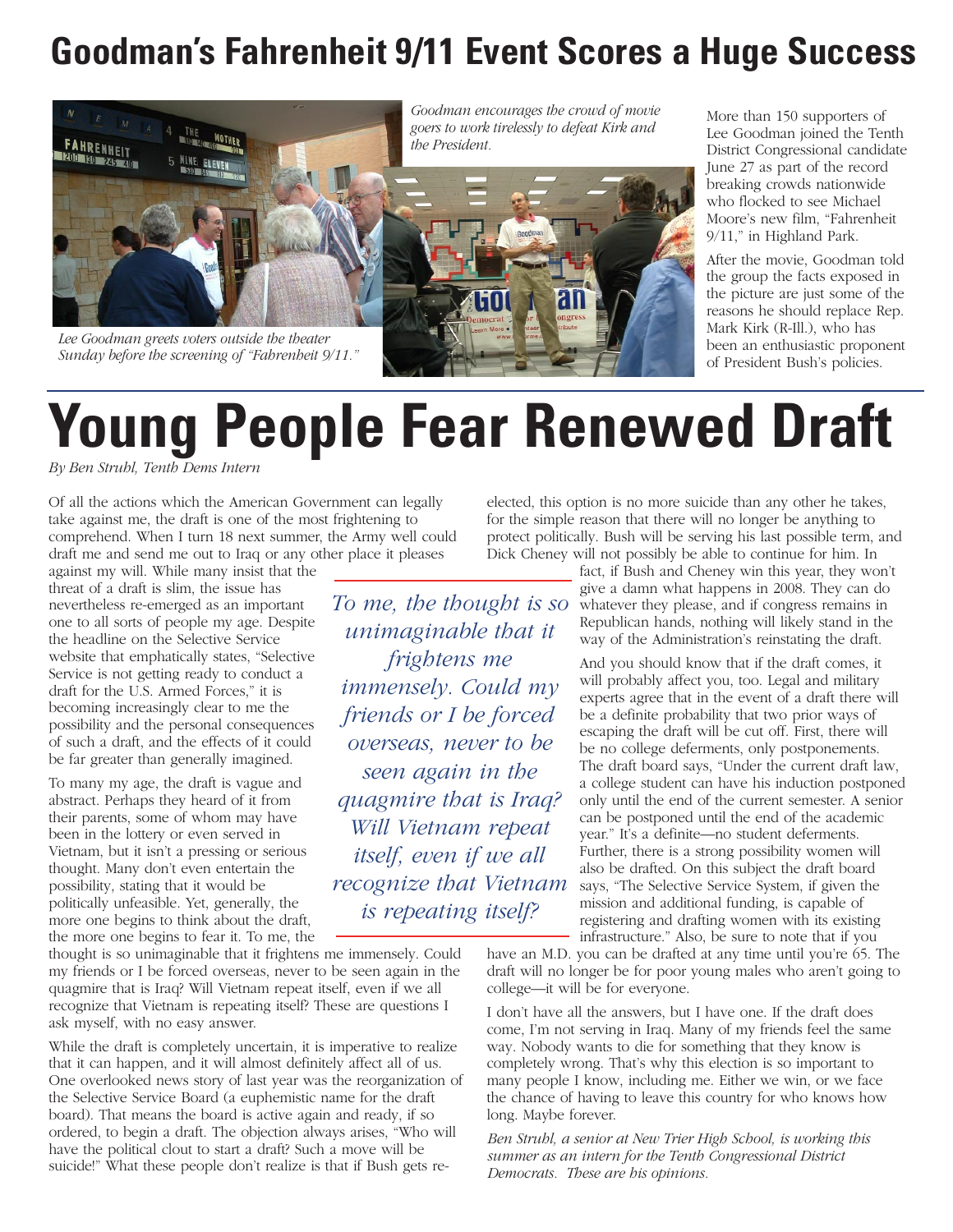# Goodman's Fahrenheit 9/11 Event Scores a Huge Success

*Lee Goodman greets voters outside the theater Sunday before the screening of "Fahrenheit 9/11."*

*Goodman encourages the crowd of movie goers to work tirelessly to defeat Kirk and the President.*

More than 150 supporters of Lee Goodman joined the Tenth District Congressional candidate June 27 as part of the record breaking crowds nationwide who flocked to see Michael Moore's new film, "Fahrenheit 9/11," in Highland Park.

After the movie, Goodman told the group the facts exposed in the picture are just some of the reasons he should replace Rep. Mark Kirk (R-Ill.), who has been an enthusiastic proponent of President Bush's policies.

# Young People Fear Renewed Draft

*By Ben Strubl, Tenth Dems Intern*

Of all the actions which the American Government can legally take against me, the draft is one of the most frightening to comprehend. When I turn 18 next summer, the Army well could draft me and send me out to Iraq or any other place it pleases against my will. While many insist that the threat of a draft is slim, the issue has nevertheless re-emerged as an important one to all sorts of people my age. Despite the headline on the Selective Service website that emphatically states, "Selective Service is not getting ready to conduct a draft for the U.S. Armed Forces," it is becoming increasingly clear to me the possibility and the personal consequences of such a draft, and the effects of it could be far greater than generally imagined.

To many my age, the draft is vague and abstract. Perhaps they heard of it from their parents, some of whom may have been in the lottery or even served in Vietnam, but it isn't a pressing or serious thought. Many don't even entertain the possibility, stating that it would be politically unfeasible. Yet, generally, the more one begins to think about the draft, the more one begins to fear it. To me, the thought is so unimaginable that it frightens me immensely. Could my friends or I be forced overseas, never to be seen again in the quagmire that is Iraq? Will Vietnam repeat itself, even if we all recognize that Vietnam is repeating itself? These are questions I ask myself, with no easy answer.

> *To me, the thought is so unimaginable that it frightens me immensely. Could my friends or I be forced overseas, never to be seen again in the quagmire that is Iraq? Will Vietnam repeat itself, even if we all recognize that Vietnam is repeating itself?*

While the draft is completely uncertain, it is imperative to realize that it can happen, and it will almost definitely affect all of us. One overlooked news story of last year was the reorganization of the Selective Service Board (a euphemistic name for the draft board). That means the board is active again and ready, if so ordered, to begin a draft. The objection always arises, "Who will have the political clout to start a draft? Such a move will be suicide!" What these people don't realize is that if Bush gets re-elected, this option is no more suicide than any other he takes, for the simple reason that there will no longer be anything to protect politically. Bush will be serving his last possible term, and Dick Cheney will not possibly be able to continue for him. In fact, if Bush and Cheney win this year, they won't give a damn what happens in 2008. They can do whatever they please, and if congress remains in Republican hands, nothing will likely stand in the way of the Administration's reinstating the draft.

And you should know that if the draft comes, it will probably affect you, too. Legal and military experts agree that in the event of a draft there will be a definite probability that two prior ways of escaping the draft will be cut off. First, there will be no college deferments, only postponements. The draft board says, "Under the current draft law, a college student can have his induction postponed only until the end of the current semester. A senior can be postponed until the end of the academic year." It's a definite—no student deferments. Further, there is a strong possibility women will also be drafted. On this subject the draft board says, "The Selective Service System, if given the mission and additional funding, is capable of registering and drafting women with its existing infrastructure." Also, be sure to note that if you have an M.D. you can be drafted at any time until you're 65. The draft will no longer be for poor young males who aren't going to college—it will be for everyone.

I don't have all the answers, but I have one. If the draft does come, I'm not serving in Iraq. Many of my friends feel the same way. Nobody wants to die for something that they know is completely wrong. That's why this election is so important to many people I know, including me. Either we win, or we face the chance of having to leave this country for who knows how long. Maybe forever.

*Ben Strubl, a senior at New Trier High School, is working this summer as an intern for the Tenth Congressional District Democrats. These are his opinions.*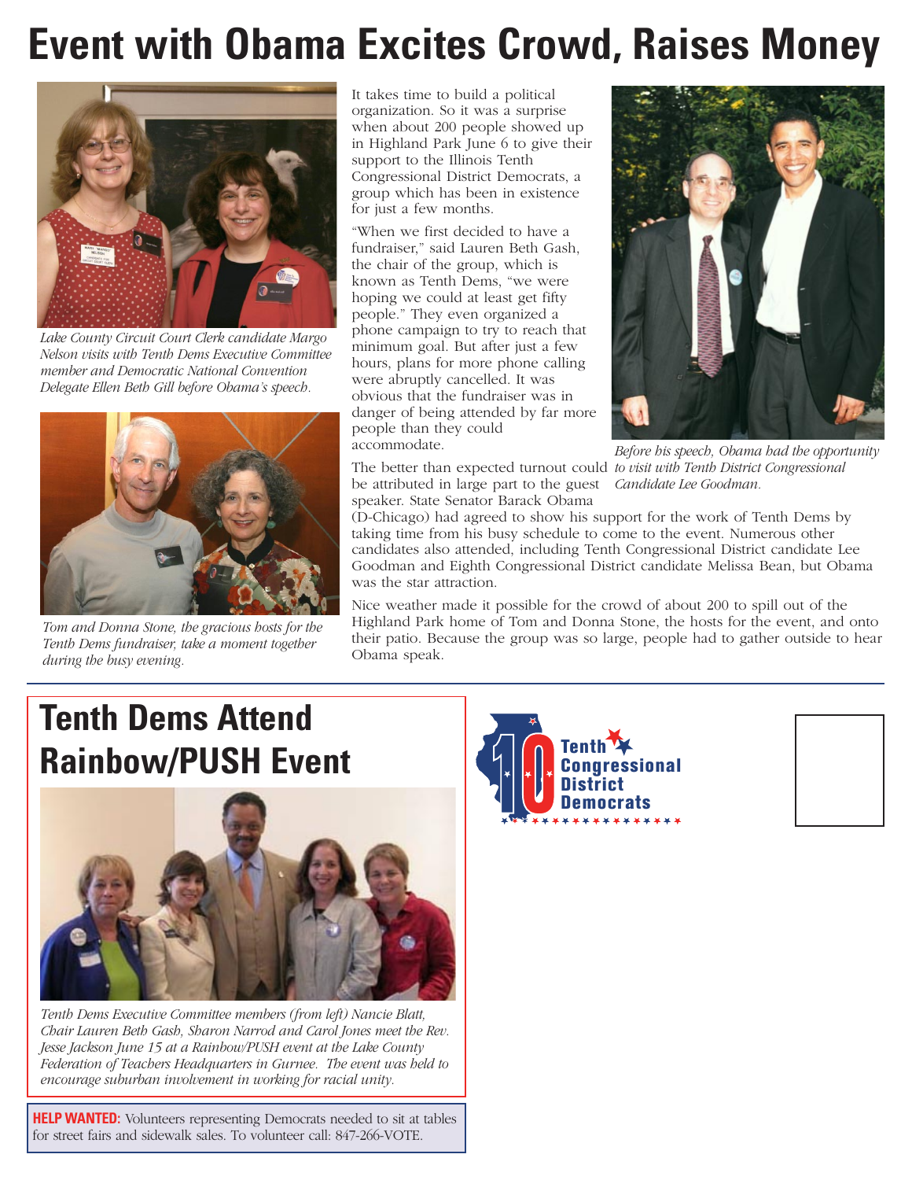# Event with Obama Excites Crowd, Raises Money

*Lake County Circuit Court Clerk candidate Margo Nelson visits with Tenth Dems Executive Committee member and Democratic National Convention Delegate Ellen Beth Gill before Obama's speech.*

*Tom and Donna Stone, the gracious hosts for the Tenth Dems fundraiser, take a moment together during the busy evening.*

It takes time to build a political organization. So it was a surprise when about 200 people showed up in Highland Park June 6 to give their support to the Illinois Tenth Congressional District Democrats, a group which has been in existence for just a few months.

"When we first decided to have a fundraiser," said Lauren Beth Gash, the chair of the group, which is known as Tenth Dems, "we were hoping we could at least get fifty people." They even organized a phone campaign to try to reach that minimum goal. But after just a few hours, plans for more phone calling were abruptly cancelled. It was obvious that the fundraiser was in danger of being attended by far more people than they could accommodate.

The better than expected turnout could be attributed in large part to the guest speaker. State Senator Barack Obama (D-Chicago) had agreed to show his support for the work of Tenth Dems by taking time from his busy schedule to come to the event. Numerous other candidates also attended, including Tenth Congressional District candidate Lee Goodman and Eighth Congressional District candidate Melissa Bean, but Obama was the star attraction.

*Before his speech, Obama had the opportunity to visit with Tenth District Congressional Candidate Lee Goodman.*

Nice weather made it possible for the crowd of about 200 to spill out of the Highland Park home of Tom and Donna Stone, the hosts for the event, and onto their patio. Because the group was so large, people had to gather outside to hear Obama speak.

## Tenth Dems Attend Rainbow/PUSH Event

*Tenth Dems Executive Committee members (from left) Nancie Blatt, Chair Lauren Beth Gash, Sharon Narrod and Carol Jones meet the Rev. Jesse Jackson June 15 at a Rainbow/PUSH event at the Lake County Federation of Teachers Headquarters in Gurnee. The event was held to encourage suburban involvement in working for racial unity.*

**HELP WANTED:** Volunteers representing Democrats needed to sit at tables for street fairs and sidewalk sales. To volunteer call: 847-266-VOTE.

Tenth Congressional District Democrats